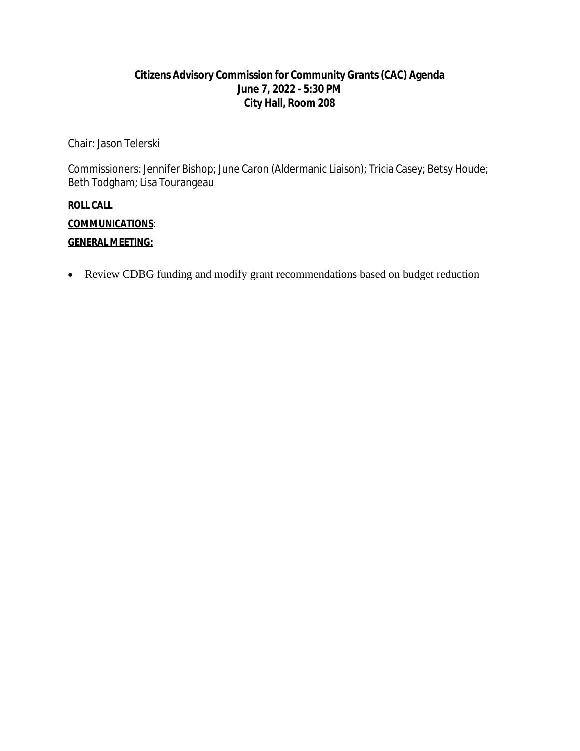# Citizens Advisory Commission for Community Grants (CAC) Agenda
## June 7, 2022 - 5:30 PM
## City Hall, Room 208

Chair: Jason Telerski

Commissioners: Jennifer Bishop; June Caron (Aldermanic Liaison); Tricia Casey; Betsy Houde; Beth Todgham; Lisa Tourangeau

**ROLL CALL**

**COMMUNICATIONS**:

**GENERAL MEETING:**

- Review CDBG funding and modify grant recommendations based on budget reduction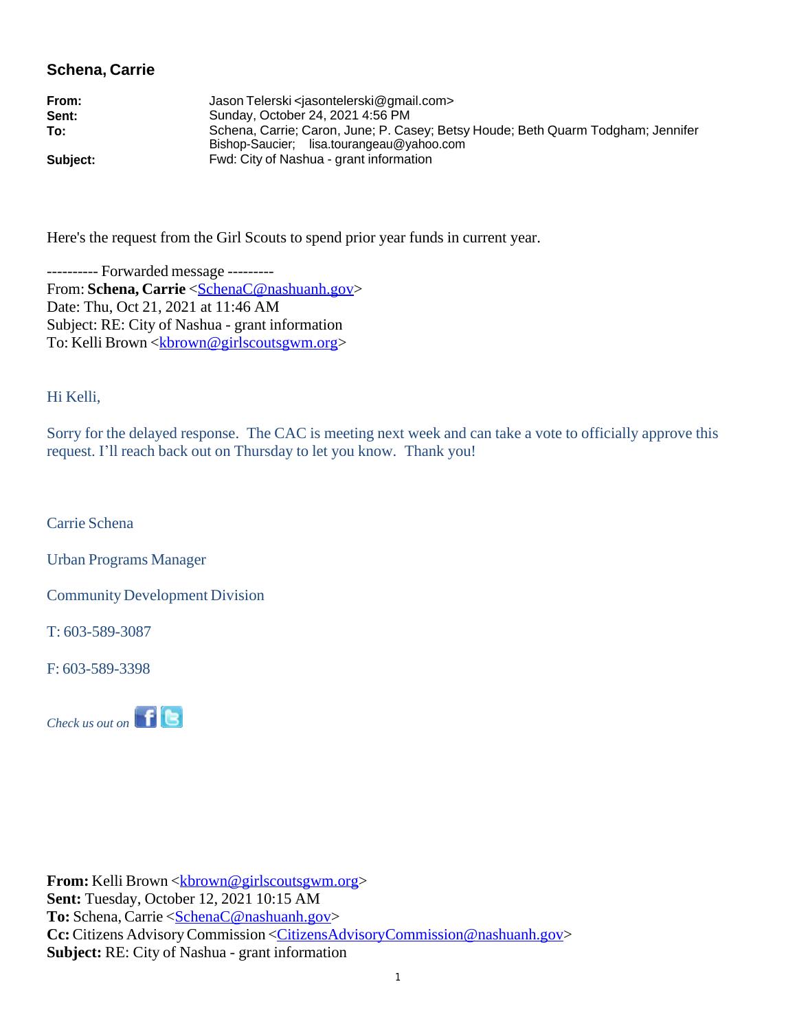## Schena, Carrie

**From:** Jason Telerski <jasontelerski@gmail.com>
**Sent:** Sunday, October 24, 2021 4:56 PM
**To:** Schena, Carrie; Caron, June; P. Casey; Betsy Houde; Beth Quarm Todgham; Jennifer Bishop-Saucier; lisa.tourangeau@yahoo.com
**Subject:** Fwd: City of Nashua - grant information

Here's the request from the Girl Scouts to spend prior year funds in current year.

---------- Forwarded message ---------
From: **Schena, Carrie** <SchenaC@nashuanh.gov>
Date: Thu, Oct 21, 2021 at 11:46 AM
Subject: RE: City of Nashua - grant information
To: Kelli Brown <kbrown@girlscoutsgwm.org>

Hi Kelli,

Sorry for the delayed response. The CAC is meeting next week and can take a vote to officially approve this request. I'll reach back out on Thursday to let you know. Thank you!

Carrie Schena

Urban Programs Manager

Community Development Division

T: 603-589-3087

F: 603-589-3398

*Check us out on*

**From:** Kelli Brown <kbrown@girlscoutsgwm.org>
**Sent:** Tuesday, October 12, 2021 10:15 AM
**To:** Schena, Carrie <SchenaC@nashuanh.gov>
**Cc:** Citizens Advisory Commission <CitizensAdvisoryCommission@nashuanh.gov>
**Subject:** RE: City of Nashua - grant information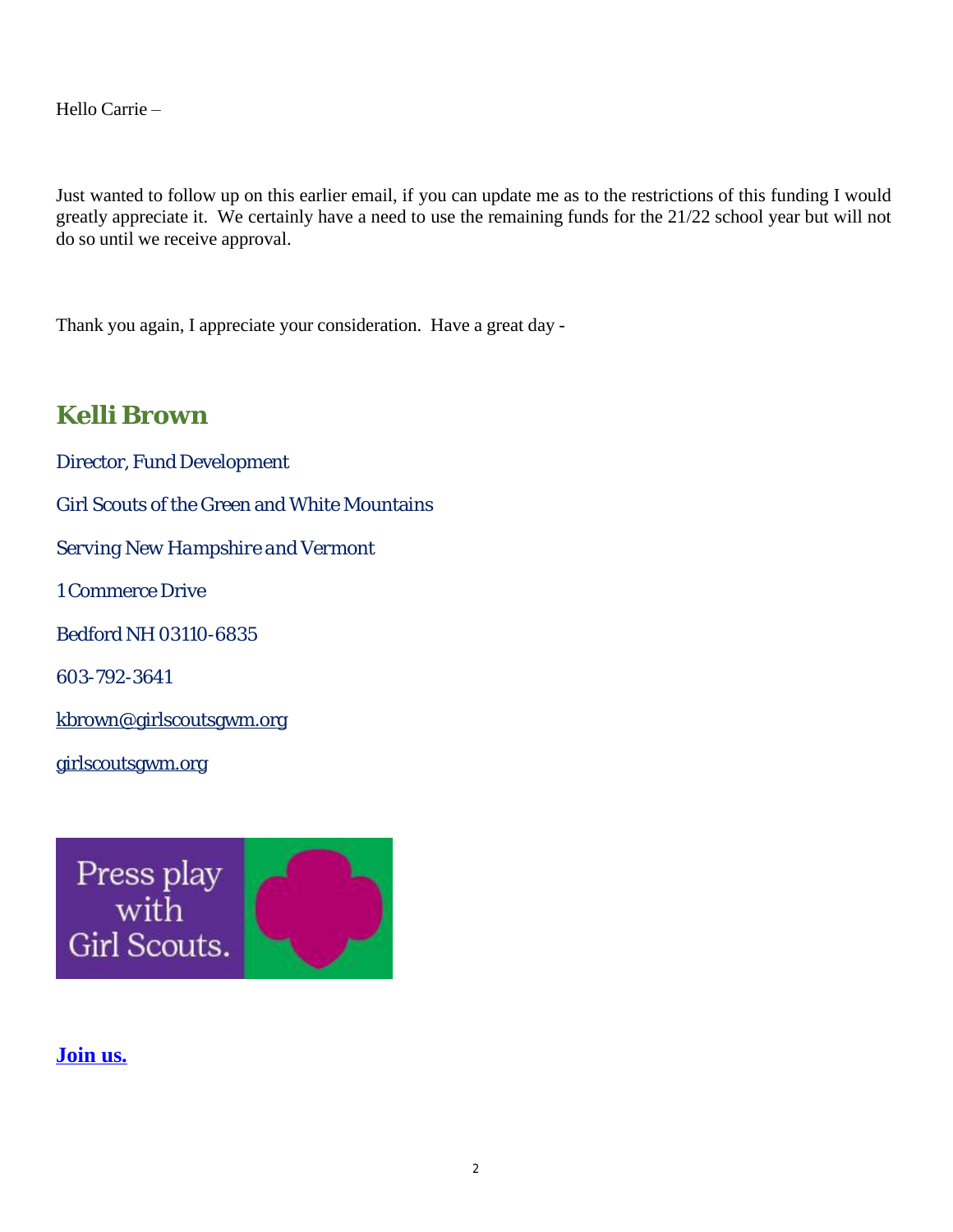Hello Carrie –

Just wanted to follow up on this earlier email, if you can update me as to the restrictions of this funding I would greatly appreciate it. We certainly have a need to use the remaining funds for the 21/22 school year but will not do so until we receive approval.

Thank you again, I appreciate your consideration. Have a great day -

**Kelli Brown**

Director, Fund Development

Girl Scouts of the Green and White Mountains

*Serving New Hampshire and Vermont*

1 Commerce Drive

Bedford NH 03110-6835

603-792-3641

kbrown@girlscoutsgwm.org

girlscoutsgwm.org

Press play with Girl Scouts.

**Join us.**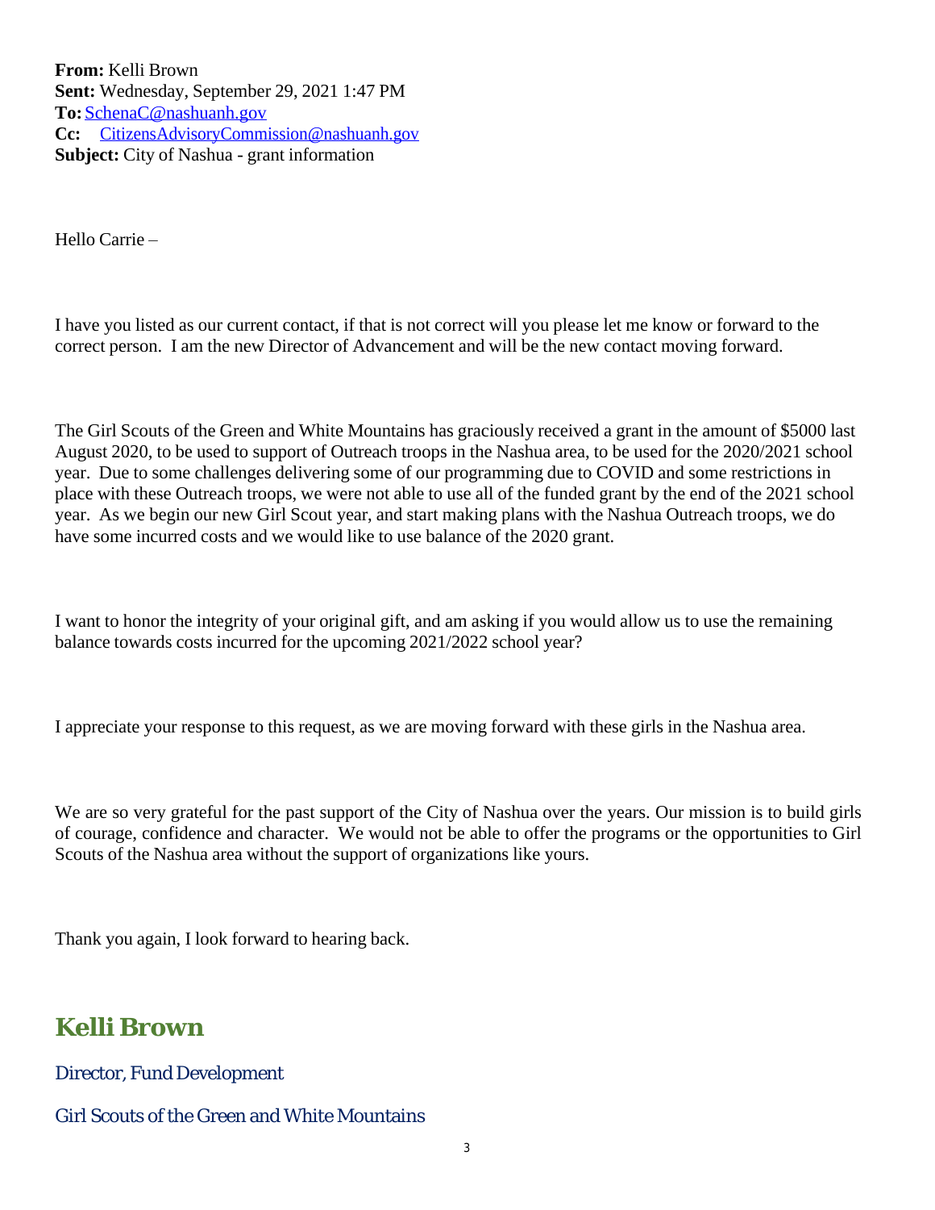**From:** Kelli Brown
**Sent:** Wednesday, September 29, 2021 1:47 PM
**To:** SchenaC@nashuanh.gov
**Cc:** CitizensAdvisoryCommission@nashuanh.gov
**Subject:** City of Nashua - grant information

Hello Carrie –

I have you listed as our current contact, if that is not correct will you please let me know or forward to the correct person. I am the new Director of Advancement and will be the new contact moving forward.

The Girl Scouts of the Green and White Mountains has graciously received a grant in the amount of $5000 last August 2020, to be used to support of Outreach troops in the Nashua area, to be used for the 2020/2021 school year. Due to some challenges delivering some of our programming due to COVID and some restrictions in place with these Outreach troops, we were not able to use all of the funded grant by the end of the 2021 school year. As we begin our new Girl Scout year, and start making plans with the Nashua Outreach troops, we do have some incurred costs and we would like to use balance of the 2020 grant.

I want to honor the integrity of your original gift, and am asking if you would allow us to use the remaining balance towards costs incurred for the upcoming 2021/2022 school year?

I appreciate your response to this request, as we are moving forward with these girls in the Nashua area.

We are so very grateful for the past support of the City of Nashua over the years. Our mission is to build girls of courage, confidence and character. We would not be able to offer the programs or the opportunities to Girl Scouts of the Nashua area without the support of organizations like yours.

Thank you again, I look forward to hearing back.

## Kelli Brown

Director, Fund Development

Girl Scouts of the Green and White Mountains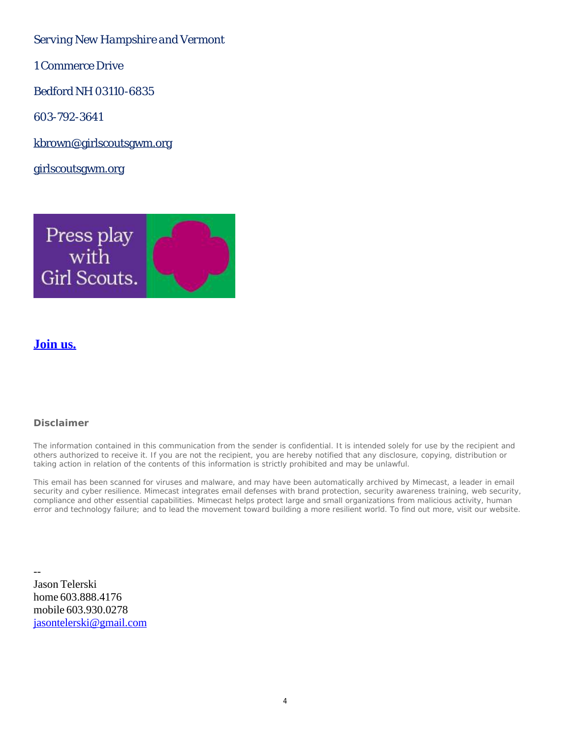*Serving New Hampshire and Vermont*

1 Commerce Drive

Bedford NH 03110-6835

603-792-3641

kbrown@girlscoutsgwm.org

girlscoutsgwm.org

Press play with Girl Scouts.

**Join us.**

**Disclaimer**

The information contained in this communication from the sender is confidential. It is intended solely for use by the recipient and others authorized to receive it. If you are not the recipient, you are hereby notified that any disclosure, copying, distribution or taking action in relation of the contents of this information is strictly prohibited and may be unlawful.

This email has been scanned for viruses and malware, and may have been automatically archived by Mimecast, a leader in email security and cyber resilience. Mimecast integrates email defenses with brand protection, security awareness training, web security, compliance and other essential capabilities. Mimecast helps protect large and small organizations from malicious activity, human error and technology failure; and to lead the movement toward building a more resilient world. To find out more, visit our website.

--
Jason Telerski
home 603.888.4176
mobile 603.930.0278
jasontelerski@gmail.com